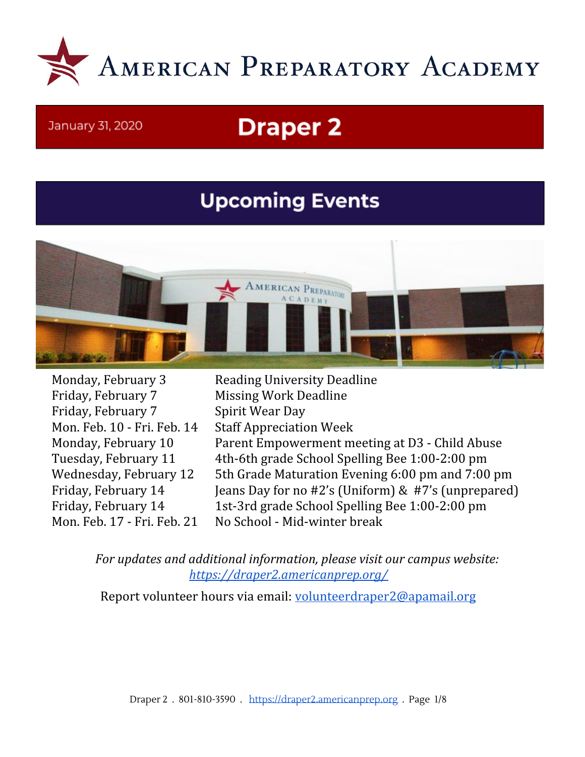# American Preparatory Academy

January 31, 2020

## Draper 2

## Upcoming Events

| | |
|---|---|
| Monday, February 3 | Reading University Deadline |
| Friday, February 7 | Missing Work Deadline |
| Friday, February 7 | Spirit Wear Day |
| Mon. Feb. 10 - Fri. Feb. 14 | Staff Appreciation Week |
| Monday, February 10 | Parent Empowerment meeting at D3 - Child Abuse |
| Tuesday, February 11 | 4th-6th grade School Spelling Bee 1:00-2:00 pm |
| Wednesday, February 12 | 5th Grade Maturation Evening 6:00 pm and 7:00 pm |
| Friday, February 14 | Jeans Day for no #2's (Uniform) & #7's (unprepared) |
| Friday, February 14 | 1st-3rd grade School Spelling Bee 1:00-2:00 pm |
| Mon. Feb. 17 - Fri. Feb. 21 | No School - Mid-winter break |

*For updates and additional information, please visit our campus website:* *https://draper2.americanprep.org/*

Report volunteer hours via email: volunteerdraper2@apamail.org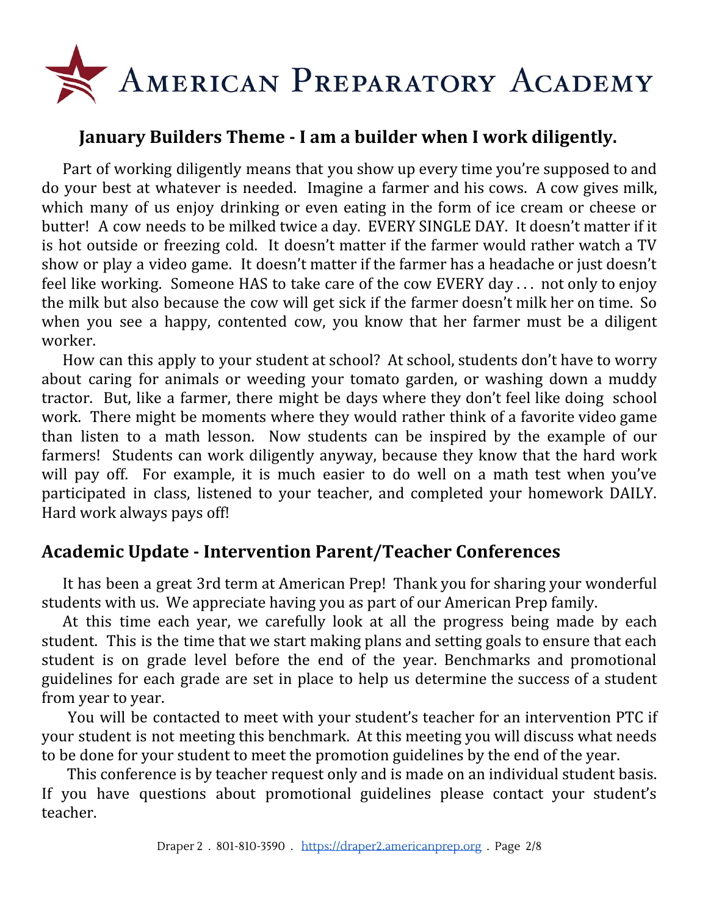# American Preparatory Academy

## January Builders Theme - I am a builder when I work diligently.

Part of working diligently means that you show up every time you're supposed to and do your best at whatever is needed. Imagine a farmer and his cows. A cow gives milk, which many of us enjoy drinking or even eating in the form of ice cream or cheese or butter! A cow needs to be milked twice a day. EVERY SINGLE DAY. It doesn't matter if it is hot outside or freezing cold. It doesn't matter if the farmer would rather watch a TV show or play a video game. It doesn't matter if the farmer has a headache or just doesn't feel like working. Someone HAS to take care of the cow EVERY day . . . not only to enjoy the milk but also because the cow will get sick if the farmer doesn't milk her on time. So when you see a happy, contented cow, you know that her farmer must be a diligent worker.

How can this apply to your student at school? At school, students don't have to worry about caring for animals or weeding your tomato garden, or washing down a muddy tractor. But, like a farmer, there might be days where they don't feel like doing school work. There might be moments where they would rather think of a favorite video game than listen to a math lesson. Now students can be inspired by the example of our farmers! Students can work diligently anyway, because they know that the hard work will pay off. For example, it is much easier to do well on a math test when you've participated in class, listened to your teacher, and completed your homework DAILY. Hard work always pays off!

## Academic Update - Intervention Parent/Teacher Conferences

It has been a great 3rd term at American Prep! Thank you for sharing your wonderful students with us. We appreciate having you as part of our American Prep family.

At this time each year, we carefully look at all the progress being made by each student. This is the time that we start making plans and setting goals to ensure that each student is on grade level before the end of the year. Benchmarks and promotional guidelines for each grade are set in place to help us determine the success of a student from year to year.

You will be contacted to meet with your student's teacher for an intervention PTC if your student is not meeting this benchmark. At this meeting you will discuss what needs to be done for your student to meet the promotion guidelines by the end of the year.

This conference is by teacher request only and is made on an individual student basis. If you have questions about promotional guidelines please contact your student's teacher.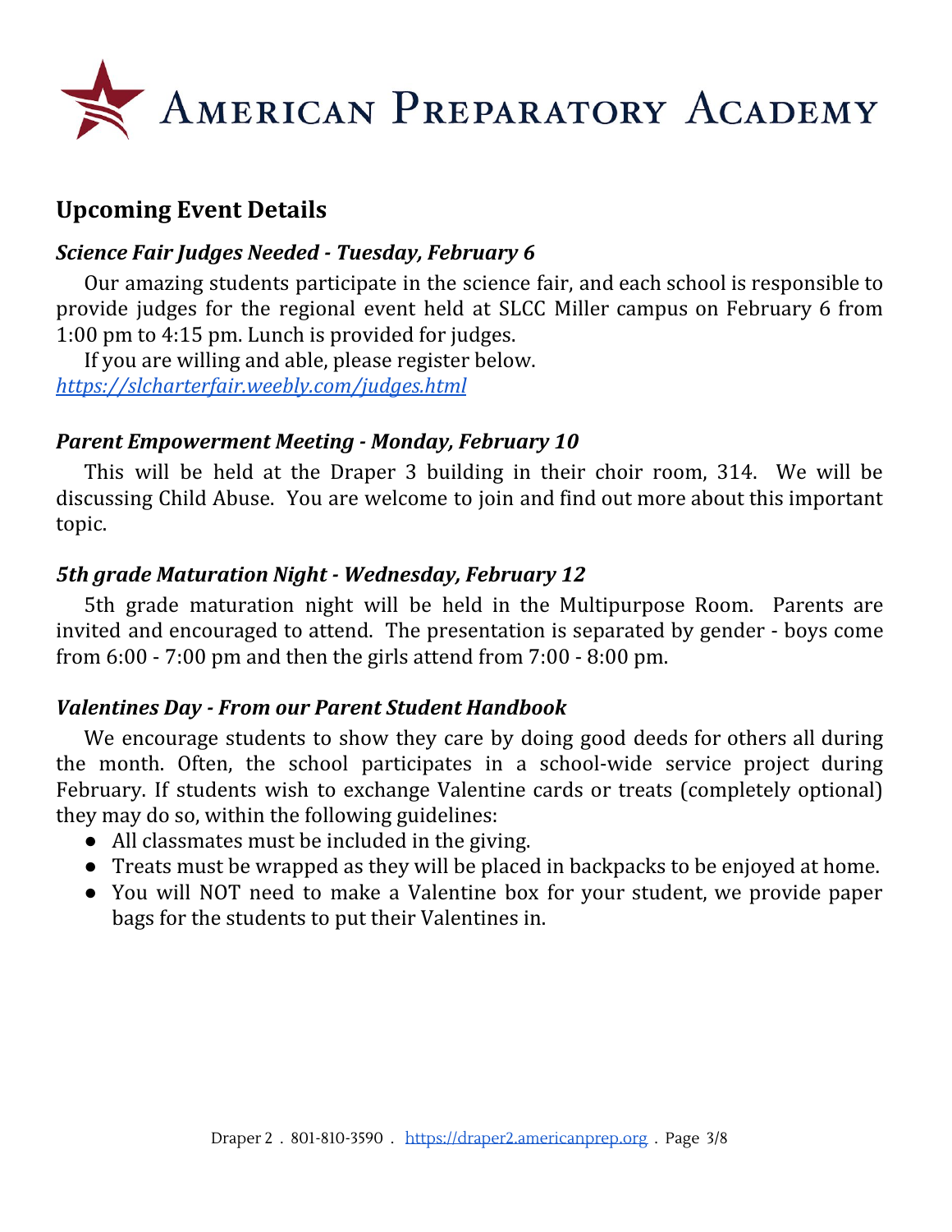AMERICAN PREPARATORY ACADEMY

## Upcoming Event Details

### *Science Fair Judges Needed - Tuesday, February 6*

Our amazing students participate in the science fair, and each school is responsible to provide judges for the regional event held at SLCC Miller campus on February 6 from 1:00 pm to 4:15 pm. Lunch is provided for judges.

If you are willing and able, please register below.
*https://slcharterfair.weebly.com/judges.html*

### *Parent Empowerment Meeting - Monday, February 10*

This will be held at the Draper 3 building in their choir room, 314. We will be discussing Child Abuse. You are welcome to join and find out more about this important topic.

### *5th grade Maturation Night - Wednesday, February 12*

5th grade maturation night will be held in the Multipurpose Room. Parents are invited and encouraged to attend. The presentation is separated by gender - boys come from 6:00 - 7:00 pm and then the girls attend from 7:00 - 8:00 pm.

### *Valentines Day - From our Parent Student Handbook*

We encourage students to show they care by doing good deeds for others all during the month. Often, the school participates in a school-wide service project during February. If students wish to exchange Valentine cards or treats (completely optional) they may do so, within the following guidelines:

- All classmates must be included in the giving.
- Treats must be wrapped as they will be placed in backpacks to be enjoyed at home.
- You will NOT need to make a Valentine box for your student, we provide paper bags for the students to put their Valentines in.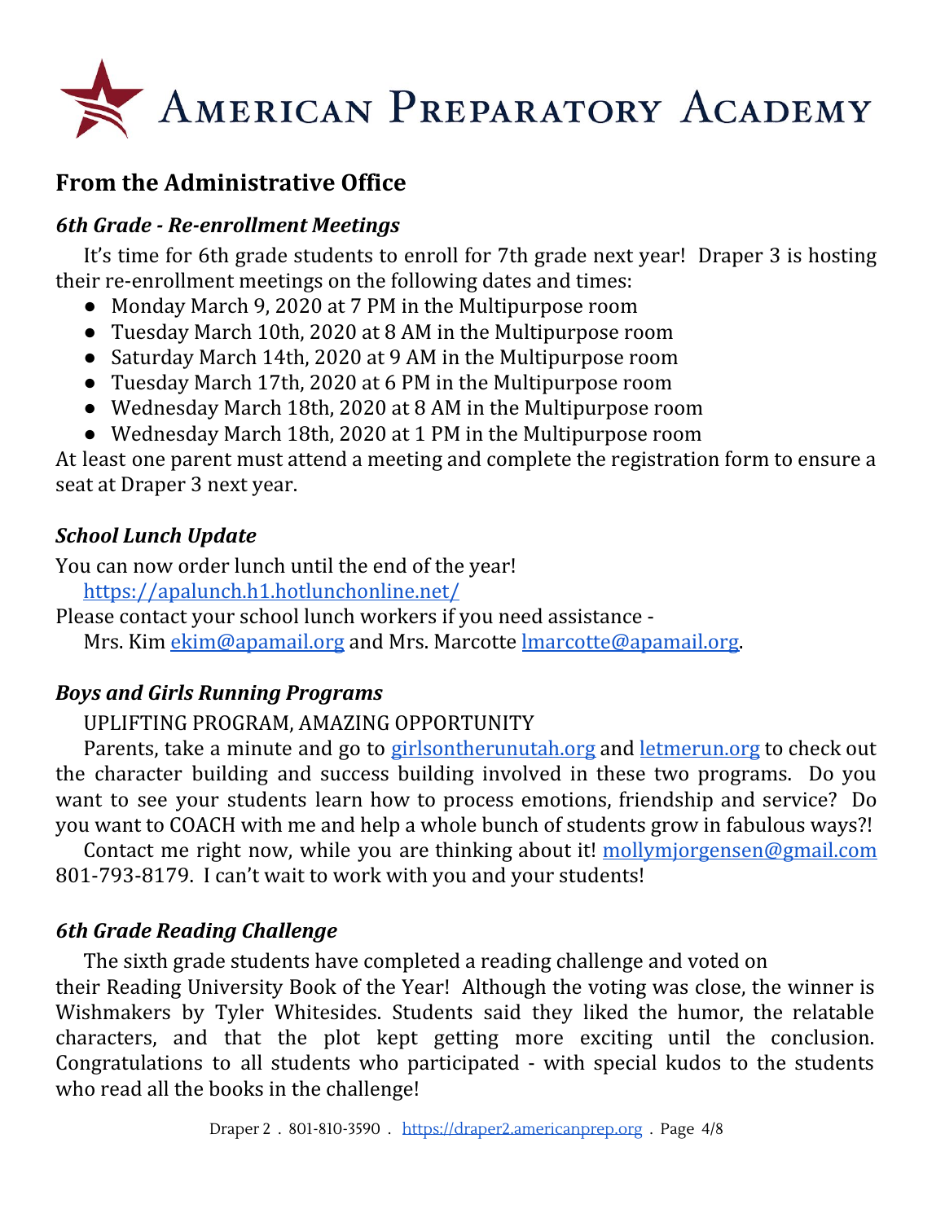# American Preparatory Academy

## From the Administrative Office

### *6th Grade - Re-enrollment Meetings*

It's time for 6th grade students to enroll for 7th grade next year! Draper 3 is hosting their re-enrollment meetings on the following dates and times:

- Monday March 9, 2020 at 7 PM in the Multipurpose room
- Tuesday March 10th, 2020 at 8 AM in the Multipurpose room
- Saturday March 14th, 2020 at 9 AM in the Multipurpose room
- Tuesday March 17th, 2020 at 6 PM in the Multipurpose room
- Wednesday March 18th, 2020 at 8 AM in the Multipurpose room
- Wednesday March 18th, 2020 at 1 PM in the Multipurpose room

At least one parent must attend a meeting and complete the registration form to ensure a seat at Draper 3 next year.

### *School Lunch Update*

You can now order lunch until the end of the year!
https://apalunch.h1.hotlunchonline.net/

Please contact your school lunch workers if you need assistance -
Mrs. Kim ekim@apamail.org and Mrs. Marcotte lmarcotte@apamail.org.

### *Boys and Girls Running Programs*

UPLIFTING PROGRAM, AMAZING OPPORTUNITY

Parents, take a minute and go to girlsontherunutah.org and letmerun.org to check out the character building and success building involved in these two programs. Do you want to see your students learn how to process emotions, friendship and service? Do you want to COACH with me and help a whole bunch of students grow in fabulous ways?!

Contact me right now, while you are thinking about it! mollymjorgensen@gmail.com 801-793-8179. I can't wait to work with you and your students!

### *6th Grade Reading Challenge*

The sixth grade students have completed a reading challenge and voted on their Reading University Book of the Year! Although the voting was close, the winner is Wishmakers by Tyler Whitesides. Students said they liked the humor, the relatable characters, and that the plot kept getting more exciting until the conclusion. Congratulations to all students who participated - with special kudos to the students who read all the books in the challenge!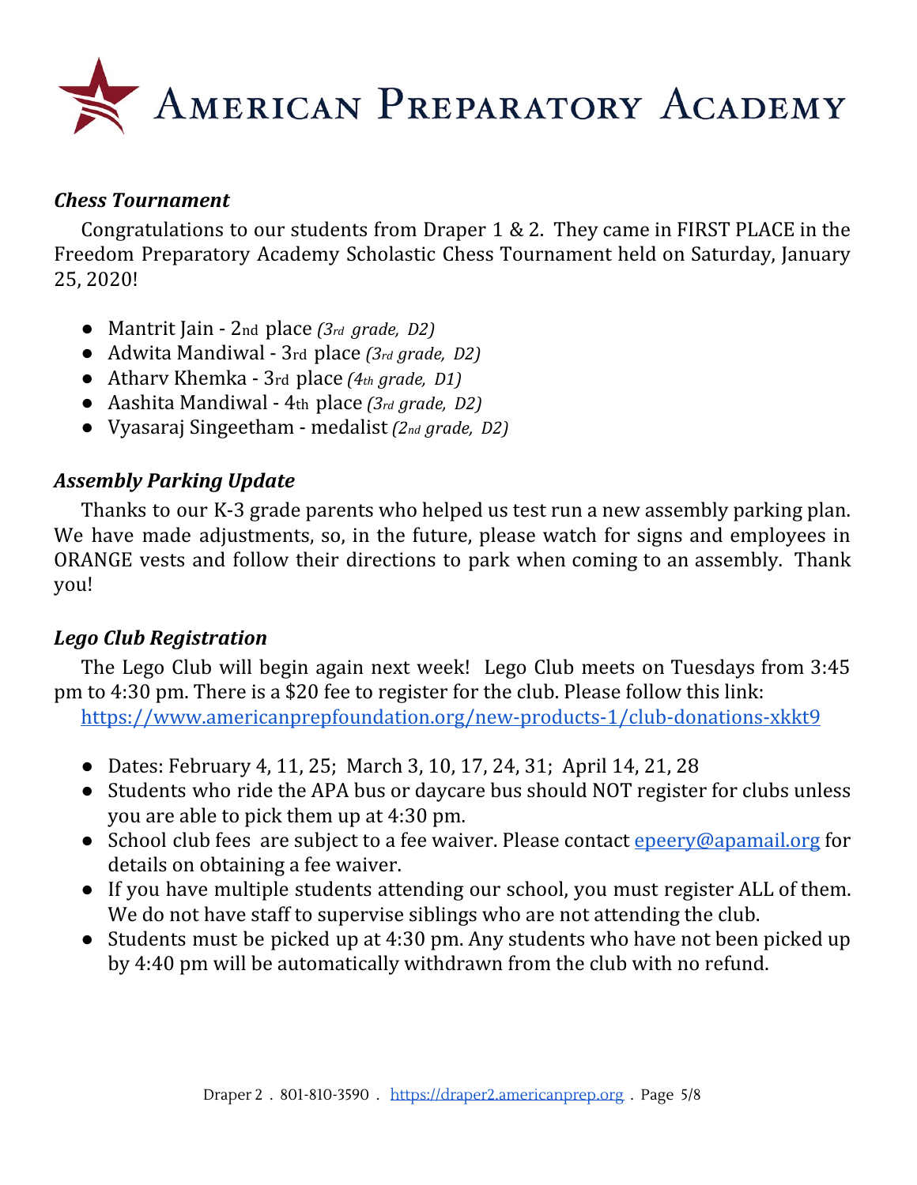# AMERICAN PREPARATORY ACADEMY

### *Chess Tournament*

Congratulations to our students from Draper 1 & 2. They came in FIRST PLACE in the Freedom Preparatory Academy Scholastic Chess Tournament held on Saturday, January 25, 2020!

- Mantrit Jain - 2nd place *(3rd grade, D2)*
- Adwita Mandiwal - 3rd place *(3rd grade, D2)*
- Atharv Khemka - 3rd place *(4th grade, D1)*
- Aashita Mandiwal - 4th place *(3rd grade, D2)*
- Vyasaraj Singeetham - medalist *(2nd grade, D2)*

### *Assembly Parking Update*

Thanks to our K-3 grade parents who helped us test run a new assembly parking plan. We have made adjustments, so, in the future, please watch for signs and employees in ORANGE vests and follow their directions to park when coming to an assembly. Thank you!

### *Lego Club Registration*

The Lego Club will begin again next week! Lego Club meets on Tuesdays from 3:45 pm to 4:30 pm. There is a $20 fee to register for the club. Please follow this link: [https://www.americanprepfoundation.org/new-products-1/club-donations-xkkt9](https://www.americanprepfoundation.org/new-products-1/club-donations-xkkt9)

- Dates: February 4, 11, 25; March 3, 10, 17, 24, 31; April 14, 21, 28
- Students who ride the APA bus or daycare bus should NOT register for clubs unless you are able to pick them up at 4:30 pm.
- School club fees are subject to a fee waiver. Please contact [epeery@apamail.org](mailto:epeery@apamail.org) for details on obtaining a fee waiver.
- If you have multiple students attending our school, you must register ALL of them. We do not have staff to supervise siblings who are not attending the club.
- Students must be picked up at 4:30 pm. Any students who have not been picked up by 4:40 pm will be automatically withdrawn from the club with no refund.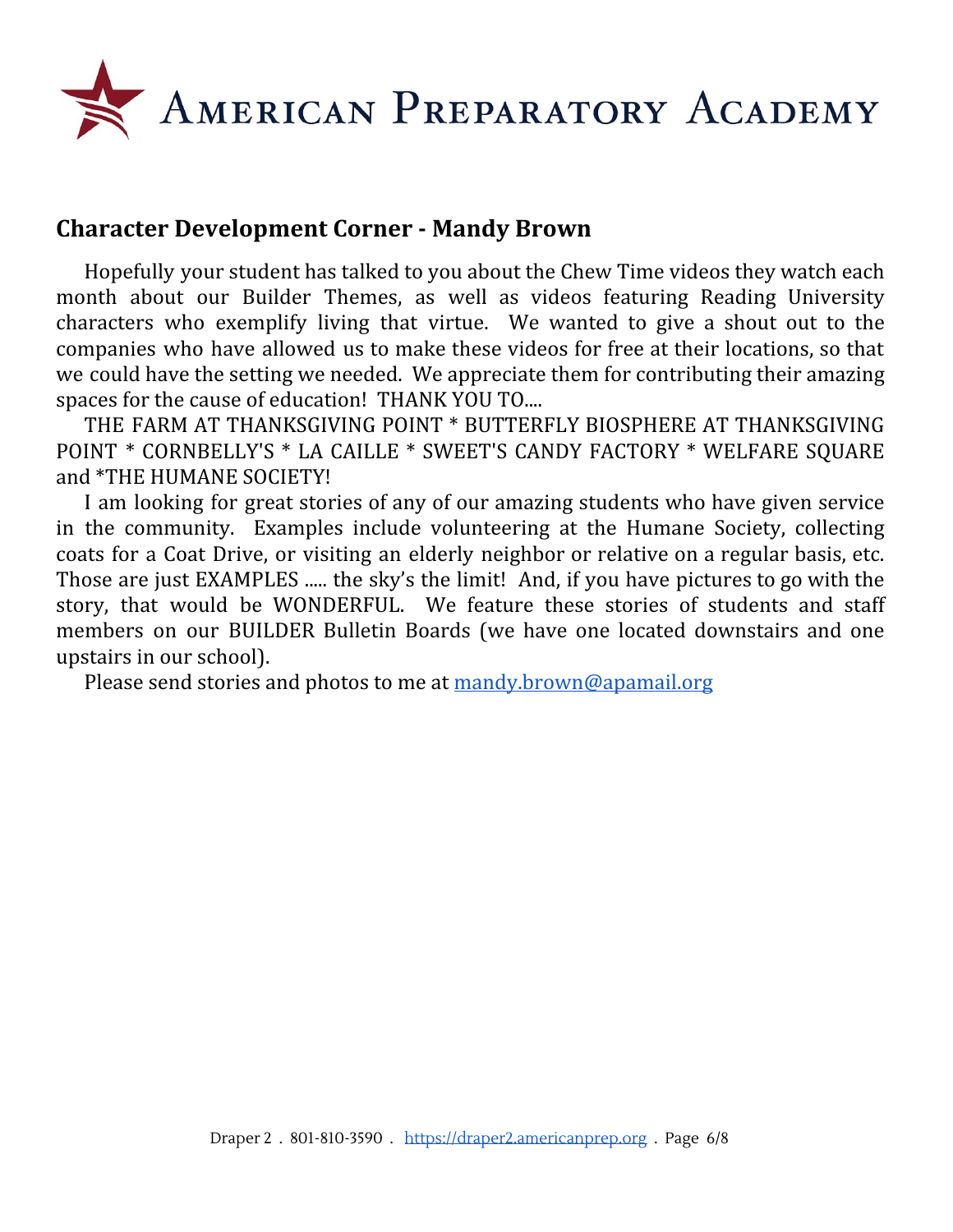## Character Development Corner - Mandy Brown

Hopefully your student has talked to you about the Chew Time videos they watch each month about our Builder Themes, as well as videos featuring Reading University characters who exemplify living that virtue. We wanted to give a shout out to the companies who have allowed us to make these videos for free at their locations, so that we could have the setting we needed. We appreciate them for contributing their amazing spaces for the cause of education! THANK YOU TO....

THE FARM AT THANKSGIVING POINT * BUTTERFLY BIOSPHERE AT THANKSGIVING POINT * CORNBELLY'S * LA CAILLE * SWEET'S CANDY FACTORY * WELFARE SQUARE and *THE HUMANE SOCIETY!

I am looking for great stories of any of our amazing students who have given service in the community. Examples include volunteering at the Humane Society, collecting coats for a Coat Drive, or visiting an elderly neighbor or relative on a regular basis, etc. Those are just EXAMPLES ..... the sky's the limit! And, if you have pictures to go with the story, that would be WONDERFUL. We feature these stories of students and staff members on our BUILDER Bulletin Boards (we have one located downstairs and one upstairs in our school).

Please send stories and photos to me at mandy.brown@apamail.org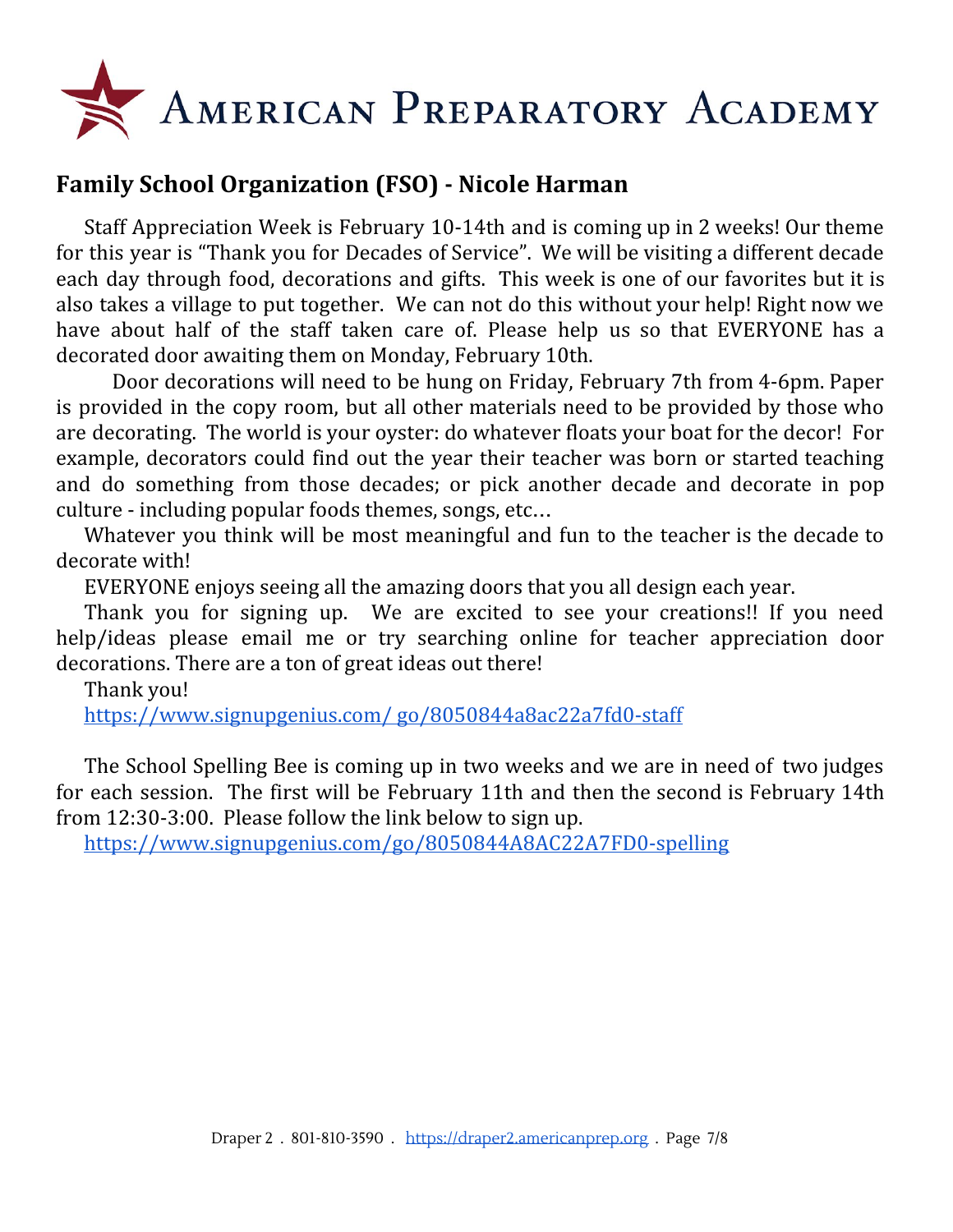# AMERICAN PREPARATORY ACADEMY

## Family School Organization (FSO) - Nicole Harman

Staff Appreciation Week is February 10-14th and is coming up in 2 weeks! Our theme for this year is "Thank you for Decades of Service". We will be visiting a different decade each day through food, decorations and gifts. This week is one of our favorites but it is also takes a village to put together. We can not do this without your help! Right now we have about half of the staff taken care of. Please help us so that EVERYONE has a decorated door awaiting them on Monday, February 10th.

Door decorations will need to be hung on Friday, February 7th from 4-6pm. Paper is provided in the copy room, but all other materials need to be provided by those who are decorating. The world is your oyster: do whatever floats your boat for the decor! For example, decorators could find out the year their teacher was born or started teaching and do something from those decades; or pick another decade and decorate in pop culture - including popular foods themes, songs, etc…

Whatever you think will be most meaningful and fun to the teacher is the decade to decorate with!

EVERYONE enjoys seeing all the amazing doors that you all design each year.

Thank you for signing up. We are excited to see your creations!! If you need help/ideas please email me or try searching online for teacher appreciation door decorations. There are a ton of great ideas out there!

Thank you!

https://www.signupgenius.com/ go/8050844a8ac22a7fd0-staff

The School Spelling Bee is coming up in two weeks and we are in need of two judges for each session. The first will be February 11th and then the second is February 14th from 12:30-3:00. Please follow the link below to sign up.

https://www.signupgenius.com/go/8050844A8AC22A7FD0-spelling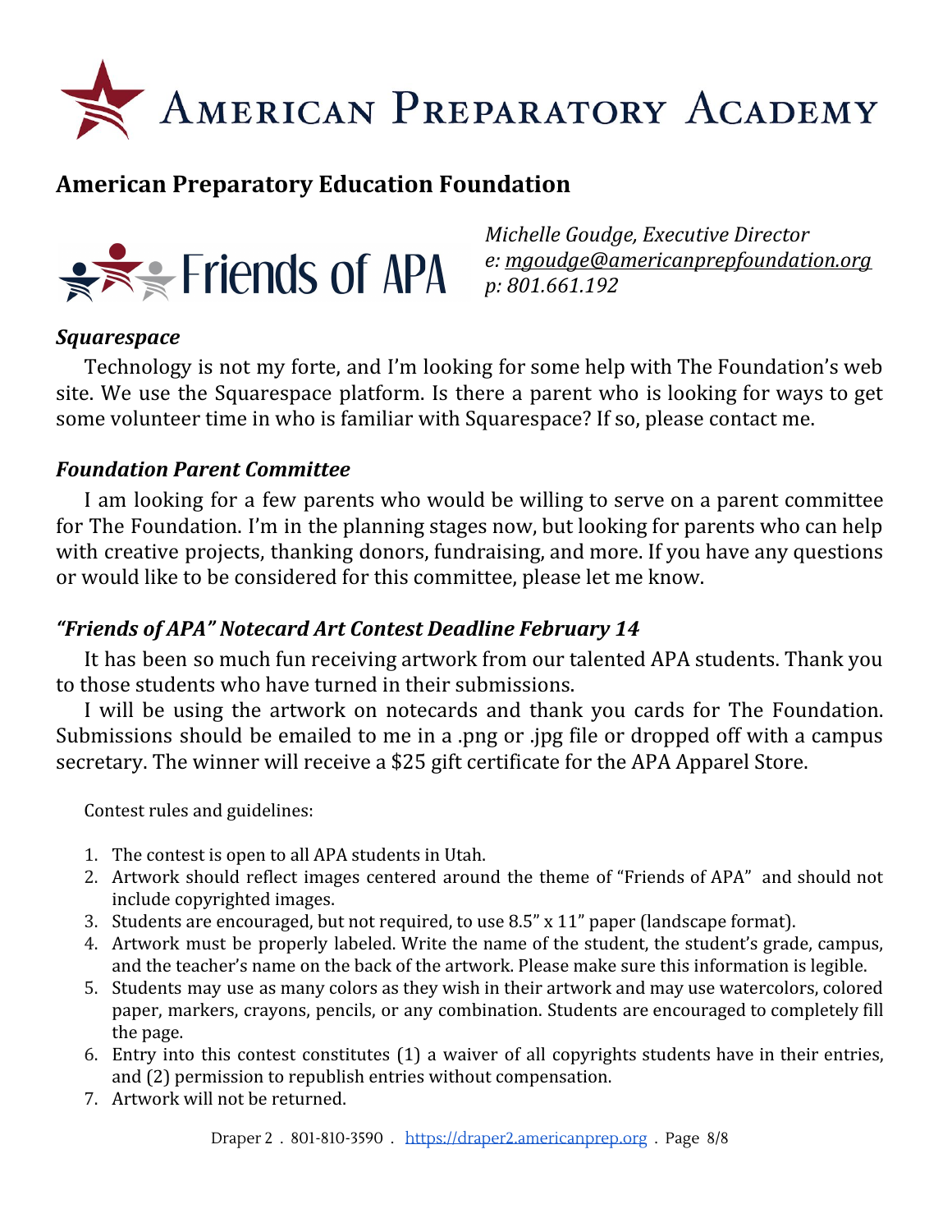# American Preparatory Academy

## American Preparatory Education Foundation

Friends of APA

*Michelle Goudge, Executive Director*
*e: mgoudge@americanprepfoundation.org*
*p: 801.661.192*

### *Squarespace*

Technology is not my forte, and I'm looking for some help with The Foundation's web site. We use the Squarespace platform. Is there a parent who is looking for ways to get some volunteer time in who is familiar with Squarespace? If so, please contact me.

### *Foundation Parent Committee*

I am looking for a few parents who would be willing to serve on a parent committee for The Foundation. I'm in the planning stages now, but looking for parents who can help with creative projects, thanking donors, fundraising, and more. If you have any questions or would like to be considered for this committee, please let me know.

### *"Friends of APA" Notecard Art Contest Deadline February 14*

It has been so much fun receiving artwork from our talented APA students. Thank you to those students who have turned in their submissions.

I will be using the artwork on notecards and thank you cards for The Foundation. Submissions should be emailed to me in a .png or .jpg file or dropped off with a campus secretary. The winner will receive a $25 gift certificate for the APA Apparel Store.

Contest rules and guidelines:

1. The contest is open to all APA students in Utah.
2. Artwork should reflect images centered around the theme of "Friends of APA" and should not include copyrighted images.
3. Students are encouraged, but not required, to use 8.5" x 11" paper (landscape format).
4. Artwork must be properly labeled. Write the name of the student, the student's grade, campus, and the teacher's name on the back of the artwork. Please make sure this information is legible.
5. Students may use as many colors as they wish in their artwork and may use watercolors, colored paper, markers, crayons, pencils, or any combination. Students are encouraged to completely fill the page.
6. Entry into this contest constitutes (1) a waiver of all copyrights students have in their entries, and (2) permission to republish entries without compensation.
7. Artwork will not be returned.